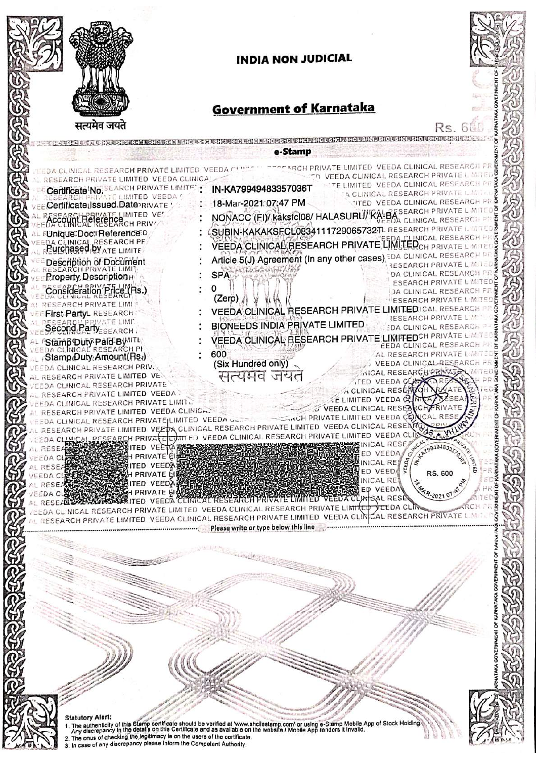# INDIA NON JUDICIAL

## Government of Karnataka

सत्यमेव जयते

Rs. 600

**e-Stamp**

| | | |
|---|---|---|
| Certificate No. | : | IN-KA79949483357036T |
| Certificate Issued Date | : | 18-Mar-2021 07:47 PM |
| Account Reference | : | NONACC (FI)/ kaksfcl08/ HALASURU/ KA-BA |
| Unique Doc. Reference | : | SUBIN-KAKAKSFCL0834111729065732T |
| Purchased by | : | VEEDA CLINICAL RESEARCH PRIVATE LIMITED |
| Description of Document | : | Article 5(J) Agreement (In any other cases) |
| Property Description | : | SPA |
| Consideration Price (Rs.) | : | 0 (Zero) |
| First Party | : | VEEDA CLINICAL RESEARCH PRIVATE LIMITED |
| Second Party | : | BIONEEDS INDIA PRIVATE LIMITED |
| Stamp Duty Paid By | : | VEEDA CLINICAL RESEARCH PRIVATE LIMITED |
| Stamp Duty Amount(Rs.) | : | 600 (Six Hundred only) |

Please write or type below this line

**Statutory Alert:**

1. The authenticity of this Stamp certificate should be verified at 'www.shcilestamp.com' or using e-Stamp Mobile App of Stock Holding. Any discrepancy in the details on this Certificate and as available on the website / Mobile App renders it invalid.
2. The onus of checking the legitimacy is on the users of the certificate.
3. In case of any discrepancy please inform the Competent Authority.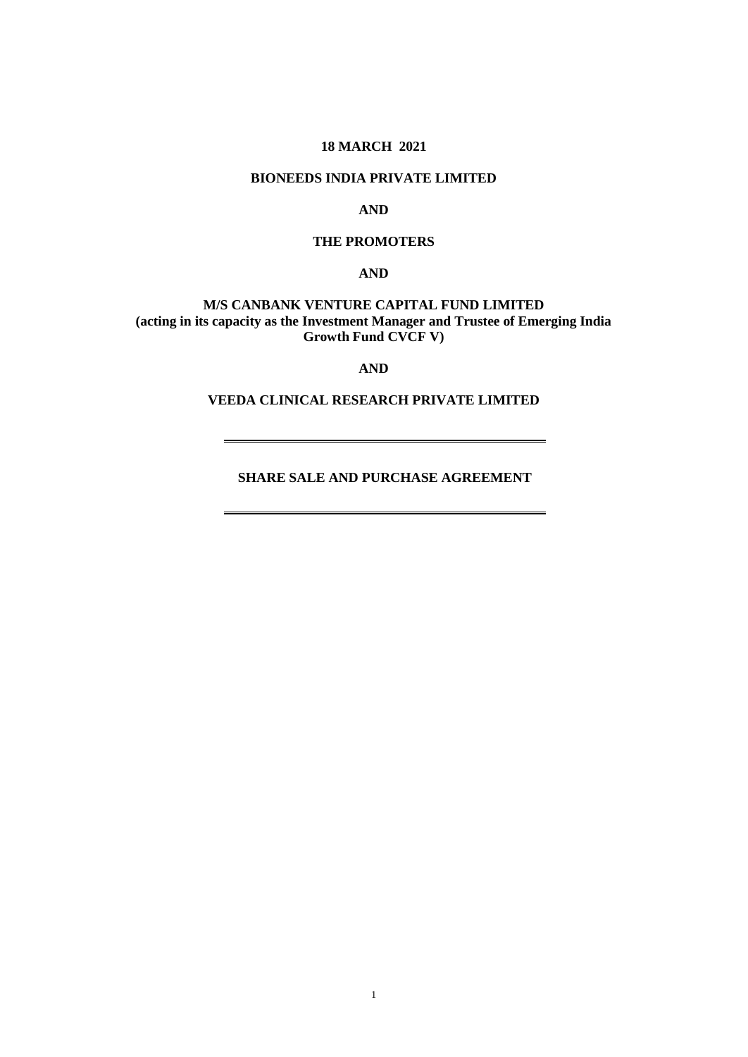**18 MARCH 2021**

**BIONEEDS INDIA PRIVATE LIMITED**

**AND**

**THE PROMOTERS**

**AND**

**M/S CANBANK VENTURE CAPITAL FUND LIMITED**
**(acting in its capacity as the Investment Manager and Trustee of Emerging India Growth Fund CVCF V)**

**AND**

**VEEDA CLINICAL RESEARCH PRIVATE LIMITED**

---

**SHARE SALE AND PURCHASE AGREEMENT**

---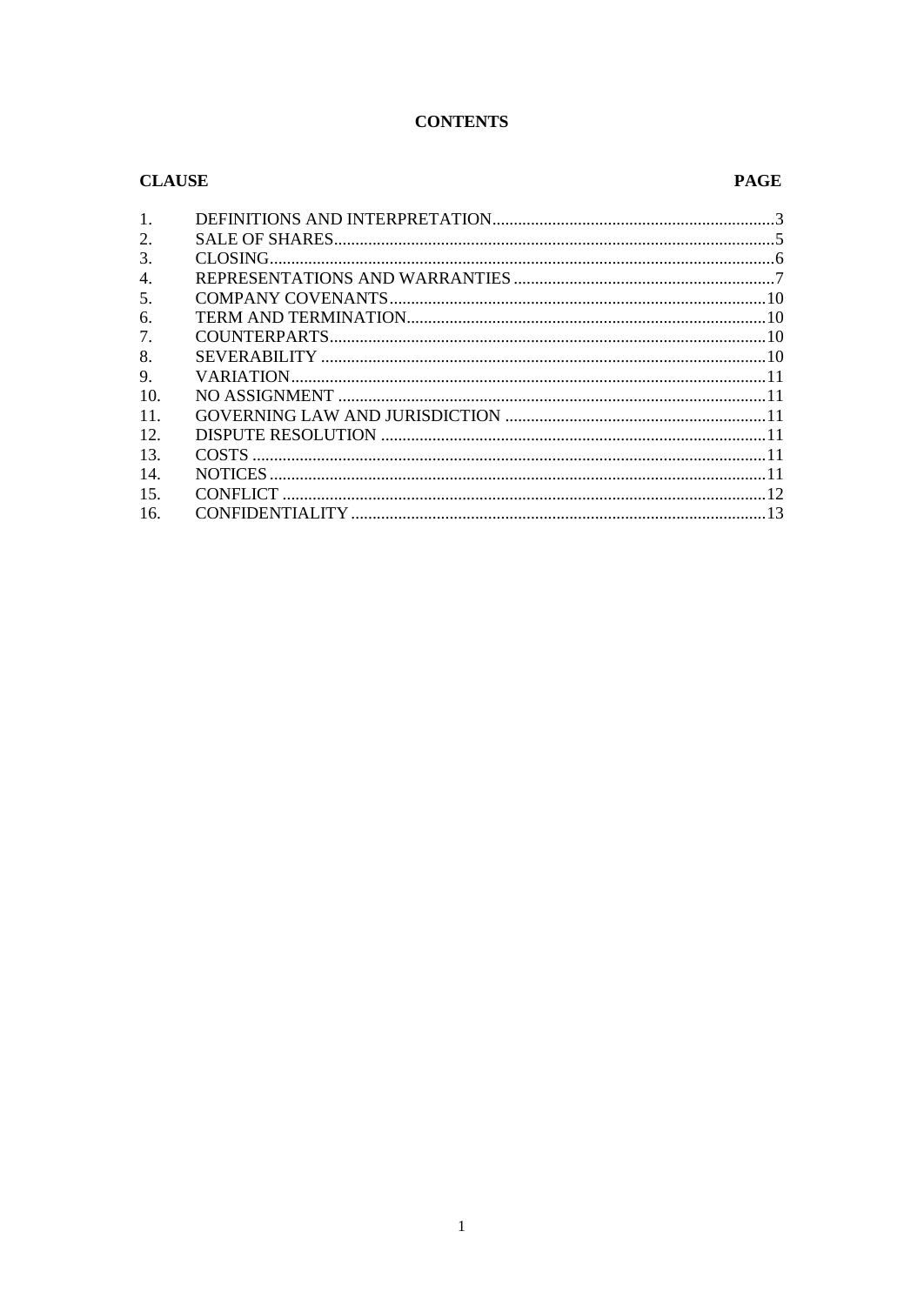# CONTENTS

| CLAUSE | | PAGE |
|---|---|---|
| 1. | DEFINITIONS AND INTERPRETATION | 3 |
| 2. | SALE OF SHARES | 5 |
| 3. | CLOSING | 6 |
| 4. | REPRESENTATIONS AND WARRANTIES | 7 |
| 5. | COMPANY COVENANTS | 10 |
| 6. | TERM AND TERMINATION | 10 |
| 7. | COUNTERPARTS | 10 |
| 8. | SEVERABILITY | 10 |
| 9. | VARIATION | 11 |
| 10. | NO ASSIGNMENT | 11 |
| 11. | GOVERNING LAW AND JURISDICTION | 11 |
| 12. | DISPUTE RESOLUTION | 11 |
| 13. | COSTS | 11 |
| 14. | NOTICES | 11 |
| 15. | CONFLICT | 12 |
| 16. | CONFIDENTIALITY | 13 |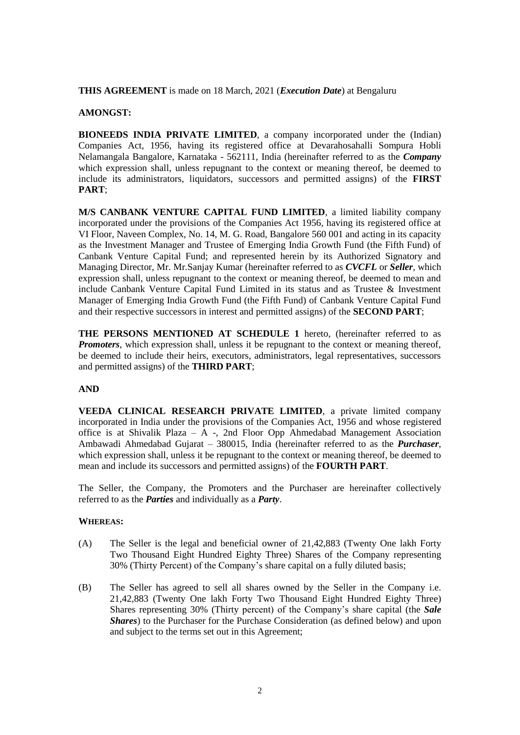**THIS AGREEMENT** is made on 18 March, 2021 (***Execution Date***) at Bengaluru

**AMONGST:**

**BIONEEDS INDIA PRIVATE LIMITED**, a company incorporated under the (Indian) Companies Act, 1956, having its registered office at Devarahosahalli Sompura Hobli Nelamangala Bangalore, Karnataka - 562111, India (hereinafter referred to as the ***Company*** which expression shall, unless repugnant to the context or meaning thereof, be deemed to include its administrators, liquidators, successors and permitted assigns) of the **FIRST PART**;

**M/S CANBANK VENTURE CAPITAL FUND LIMITED**, a limited liability company incorporated under the provisions of the Companies Act 1956, having its registered office at VI Floor, Naveen Complex, No. 14, M. G. Road, Bangalore 560 001 and acting in its capacity as the Investment Manager and Trustee of Emerging India Growth Fund (the Fifth Fund) of Canbank Venture Capital Fund; and represented herein by its Authorized Signatory and Managing Director, Mr. Mr.Sanjay Kumar (hereinafter referred to as ***CVCFL*** or ***Seller***, which expression shall, unless repugnant to the context or meaning thereof, be deemed to mean and include Canbank Venture Capital Fund Limited in its status and as Trustee & Investment Manager of Emerging India Growth Fund (the Fifth Fund) of Canbank Venture Capital Fund and their respective successors in interest and permitted assigns) of the **SECOND PART**;

**THE PERSONS MENTIONED AT SCHEDULE 1** hereto, (hereinafter referred to as ***Promoters***, which expression shall, unless it be repugnant to the context or meaning thereof, be deemed to include their heirs, executors, administrators, legal representatives, successors and permitted assigns) of the **THIRD PART**;

**AND**

**VEEDA CLINICAL RESEARCH PRIVATE LIMITED**, a private limited company incorporated in India under the provisions of the Companies Act, 1956 and whose registered office is at Shivalik Plaza – A -, 2nd Floor Opp Ahmedabad Management Association Ambawadi Ahmedabad Gujarat – 380015, India (hereinafter referred to as the ***Purchaser***, which expression shall, unless it be repugnant to the context or meaning thereof, be deemed to mean and include its successors and permitted assigns) of the **FOURTH PART**.

The Seller, the Company, the Promoters and the Purchaser are hereinafter collectively referred to as the ***Parties*** and individually as a ***Party***.

**WHEREAS:**

(A) The Seller is the legal and beneficial owner of 21,42,883 (Twenty One lakh Forty Two Thousand Eight Hundred Eighty Three) Shares of the Company representing 30% (Thirty Percent) of the Company's share capital on a fully diluted basis;

(B) The Seller has agreed to sell all shares owned by the Seller in the Company i.e. 21,42,883 (Twenty One lakh Forty Two Thousand Eight Hundred Eighty Three) Shares representing 30% (Thirty percent) of the Company's share capital (the ***Sale Shares***) to the Purchaser for the Purchase Consideration (as defined below) and upon and subject to the terms set out in this Agreement;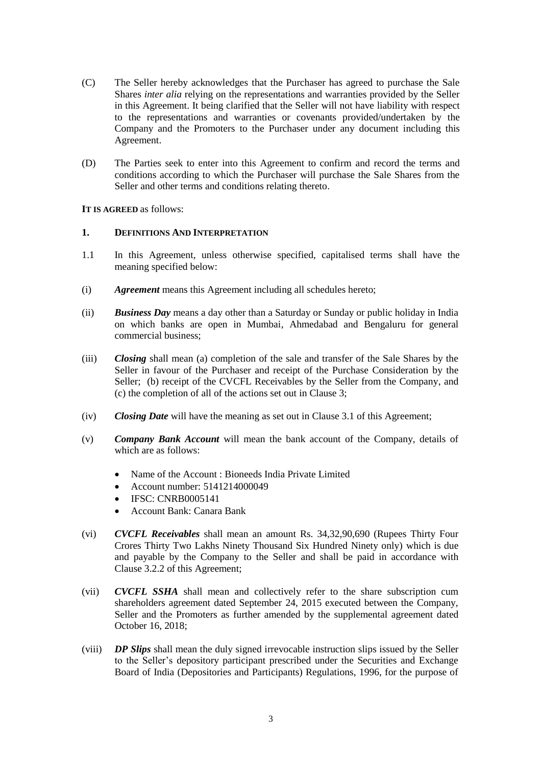(C) The Seller hereby acknowledges that the Purchaser has agreed to purchase the Sale Shares *inter alia* relying on the representations and warranties provided by the Seller in this Agreement. It being clarified that the Seller will not have liability with respect to the representations and warranties or covenants provided/undertaken by the Company and the Promoters to the Purchaser under any document including this Agreement.

(D) The Parties seek to enter into this Agreement to confirm and record the terms and conditions according to which the Purchaser will purchase the Sale Shares from the Seller and other terms and conditions relating thereto.

**IT IS AGREED** as follows:

## 1. DEFINITIONS AND INTERPRETATION

1.1 In this Agreement, unless otherwise specified, capitalised terms shall have the meaning specified below:

(i) ***Agreement*** means this Agreement including all schedules hereto;

(ii) ***Business Day*** means a day other than a Saturday or Sunday or public holiday in India on which banks are open in Mumbai, Ahmedabad and Bengaluru for general commercial business;

(iii) ***Closing*** shall mean (a) completion of the sale and transfer of the Sale Shares by the Seller in favour of the Purchaser and receipt of the Purchase Consideration by the Seller; (b) receipt of the CVCFL Receivables by the Seller from the Company, and (c) the completion of all of the actions set out in Clause 3;

(iv) ***Closing Date*** will have the meaning as set out in Clause 3.1 of this Agreement;

(v) ***Company Bank Account*** will mean the bank account of the Company, details of which are as follows:

- Name of the Account : Bioneeds India Private Limited
- Account number: 5141214000049
- IFSC: CNRB0005141
- Account Bank: Canara Bank

(vi) ***CVCFL Receivables*** shall mean an amount Rs. 34,32,90,690 (Rupees Thirty Four Crores Thirty Two Lakhs Ninety Thousand Six Hundred Ninety only) which is due and payable by the Company to the Seller and shall be paid in accordance with Clause 3.2.2 of this Agreement;

(vii) ***CVCFL SSHA*** shall mean and collectively refer to the share subscription cum shareholders agreement dated September 24, 2015 executed between the Company, Seller and the Promoters as further amended by the supplemental agreement dated October 16, 2018;

(viii) ***DP Slips*** shall mean the duly signed irrevocable instruction slips issued by the Seller to the Seller's depository participant prescribed under the Securities and Exchange Board of India (Depositories and Participants) Regulations, 1996, for the purpose of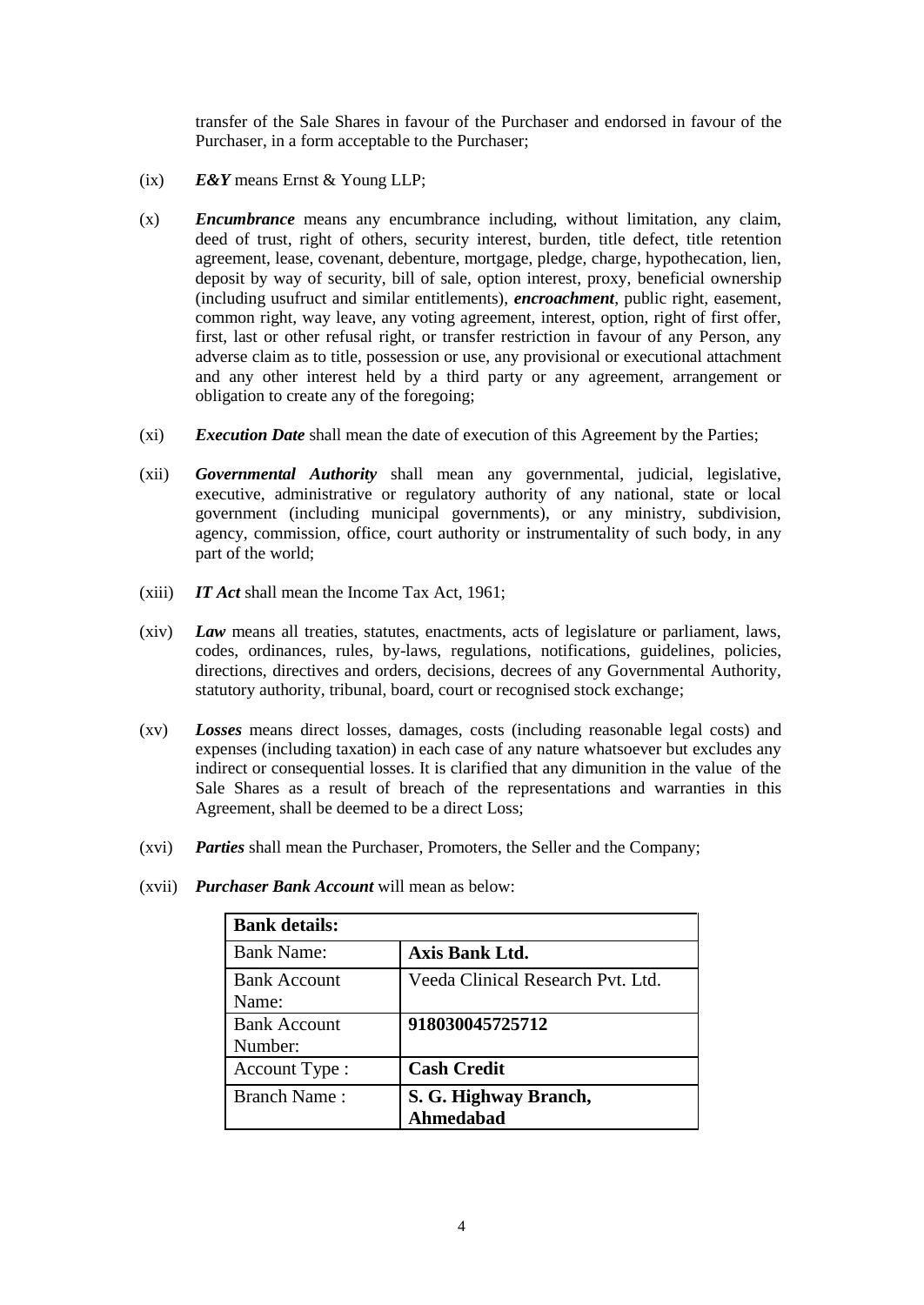transfer of the Sale Shares in favour of the Purchaser and endorsed in favour of the Purchaser, in a form acceptable to the Purchaser;

(ix) ***E&Y*** means Ernst & Young LLP;

(x) ***Encumbrance*** means any encumbrance including, without limitation, any claim, deed of trust, right of others, security interest, burden, title defect, title retention agreement, lease, covenant, debenture, mortgage, pledge, charge, hypothecation, lien, deposit by way of security, bill of sale, option interest, proxy, beneficial ownership (including usufruct and similar entitlements), ***encroachment***, public right, easement, common right, way leave, any voting agreement, interest, option, right of first offer, first, last or other refusal right, or transfer restriction in favour of any Person, any adverse claim as to title, possession or use, any provisional or executional attachment and any other interest held by a third party or any agreement, arrangement or obligation to create any of the foregoing;

(xi) ***Execution Date*** shall mean the date of execution of this Agreement by the Parties;

(xii) ***Governmental Authority*** shall mean any governmental, judicial, legislative, executive, administrative or regulatory authority of any national, state or local government (including municipal governments), or any ministry, subdivision, agency, commission, office, court authority or instrumentality of such body, in any part of the world;

(xiii) ***IT Act*** shall mean the Income Tax Act, 1961;

(xiv) ***Law*** means all treaties, statutes, enactments, acts of legislature or parliament, laws, codes, ordinances, rules, by-laws, regulations, notifications, guidelines, policies, directions, directives and orders, decisions, decrees of any Governmental Authority, statutory authority, tribunal, board, court or recognised stock exchange;

(xv) ***Losses*** means direct losses, damages, costs (including reasonable legal costs) and expenses (including taxation) in each case of any nature whatsoever but excludes any indirect or consequential losses. It is clarified that any dimunition in the value of the Sale Shares as a result of breach of the representations and warranties in this Agreement, shall be deemed to be a direct Loss;

(xvi) ***Parties*** shall mean the Purchaser, Promoters, the Seller and the Company;

(xvii) ***Purchaser Bank Account*** will mean as below:

| **Bank details:** | |
|---|---|
| Bank Name: | **Axis Bank Ltd.** |
| Bank Account Name: | Veeda Clinical Research Pvt. Ltd. |
| Bank Account Number: | **918030045725712** |
| Account Type : | **Cash Credit** |
| Branch Name : | **S. G. Highway Branch, Ahmedabad** |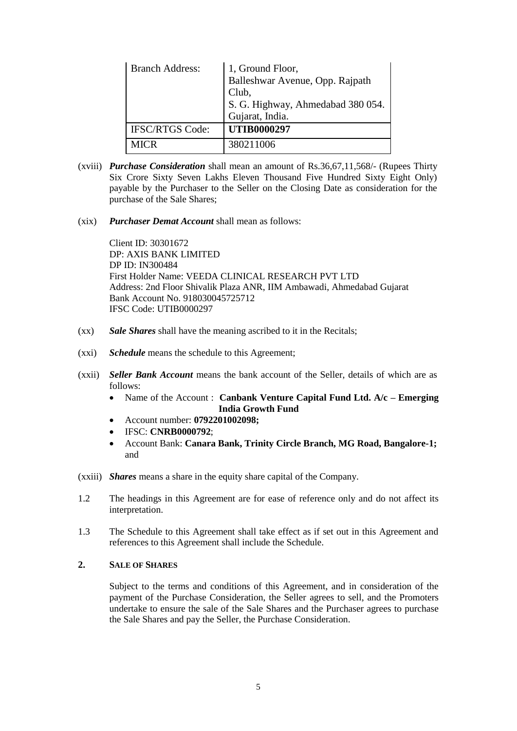| Branch Address: | 1, Ground Floor, Balleshwar Avenue, Opp. Rajpath Club, S. G. Highway, Ahmedabad 380 054. Gujarat, India. |
|---|---|
| IFSC/RTGS Code: | **UTIB0000297** |
| MICR | 380211006 |

(xviii) ***Purchase Consideration*** shall mean an amount of Rs.36,67,11,568/- (Rupees Thirty Six Crore Sixty Seven Lakhs Eleven Thousand Five Hundred Sixty Eight Only) payable by the Purchaser to the Seller on the Closing Date as consideration for the purchase of the Sale Shares;

(xix) ***Purchaser Demat Account*** shall mean as follows:

Client ID: 30301672
DP: AXIS BANK LIMITED
DP ID: IN300484
First Holder Name: VEEDA CLINICAL RESEARCH PVT LTD
Address: 2nd Floor Shivalik Plaza ANR, IIM Ambawadi, Ahmedabad Gujarat
Bank Account No. 918030045725712
IFSC Code: UTIB0000297

(xx) ***Sale Shares*** shall have the meaning ascribed to it in the Recitals;

(xxi) ***Schedule*** means the schedule to this Agreement;

(xxii) ***Seller Bank Account*** means the bank account of the Seller, details of which are as follows:

- Name of the Account : **Canbank Venture Capital Fund Ltd. A/c – Emerging India Growth Fund**
- Account number: **0792201002098;**
- IFSC: **CNRB0000792**;
- Account Bank: **Canara Bank, Trinity Circle Branch, MG Road, Bangalore-1;** and

(xxiii) ***Shares*** means a share in the equity share capital of the Company.

1.2 The headings in this Agreement are for ease of reference only and do not affect its interpretation.

1.3 The Schedule to this Agreement shall take effect as if set out in this Agreement and references to this Agreement shall include the Schedule.

## 2. SALE OF SHARES

Subject to the terms and conditions of this Agreement, and in consideration of the payment of the Purchase Consideration, the Seller agrees to sell, and the Promoters undertake to ensure the sale of the Sale Shares and the Purchaser agrees to purchase the Sale Shares and pay the Seller, the Purchase Consideration.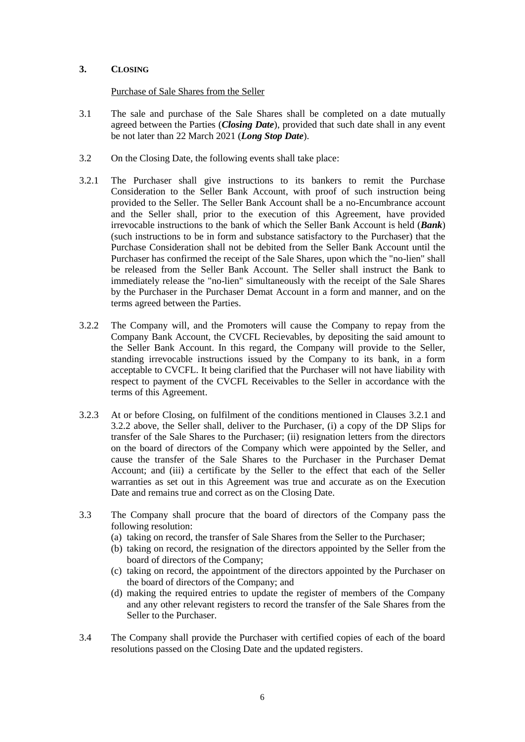## 3. CLOSING

Purchase of Sale Shares from the Seller

3.1 The sale and purchase of the Sale Shares shall be completed on a date mutually agreed between the Parties (***Closing Date***), provided that such date shall in any event be not later than 22 March 2021 (***Long Stop Date***).

3.2 On the Closing Date, the following events shall take place:

3.2.1 The Purchaser shall give instructions to its bankers to remit the Purchase Consideration to the Seller Bank Account, with proof of such instruction being provided to the Seller. The Seller Bank Account shall be a no-Encumbrance account and the Seller shall, prior to the execution of this Agreement, have provided irrevocable instructions to the bank of which the Seller Bank Account is held (***Bank***) (such instructions to be in form and substance satisfactory to the Purchaser) that the Purchase Consideration shall not be debited from the Seller Bank Account until the Purchaser has confirmed the receipt of the Sale Shares, upon which the "no-lien" shall be released from the Seller Bank Account. The Seller shall instruct the Bank to immediately release the "no-lien" simultaneously with the receipt of the Sale Shares by the Purchaser in the Purchaser Demat Account in a form and manner, and on the terms agreed between the Parties.

3.2.2 The Company will, and the Promoters will cause the Company to repay from the Company Bank Account, the CVCFL Recievables, by depositing the said amount to the Seller Bank Account. In this regard, the Company will provide to the Seller, standing irrevocable instructions issued by the Company to its bank, in a form acceptable to CVCFL. It being clarified that the Purchaser will not have liability with respect to payment of the CVCFL Receivables to the Seller in accordance with the terms of this Agreement.

3.2.3 At or before Closing, on fulfilment of the conditions mentioned in Clauses 3.2.1 and 3.2.2 above, the Seller shall, deliver to the Purchaser, (i) a copy of the DP Slips for transfer of the Sale Shares to the Purchaser; (ii) resignation letters from the directors on the board of directors of the Company which were appointed by the Seller, and cause the transfer of the Sale Shares to the Purchaser in the Purchaser Demat Account; and (iii) a certificate by the Seller to the effect that each of the Seller warranties as set out in this Agreement was true and accurate as on the Execution Date and remains true and correct as on the Closing Date.

3.3 The Company shall procure that the board of directors of the Company pass the following resolution:

(a) taking on record, the transfer of Sale Shares from the Seller to the Purchaser;

(b) taking on record, the resignation of the directors appointed by the Seller from the board of directors of the Company;

(c) taking on record, the appointment of the directors appointed by the Purchaser on the board of directors of the Company; and

(d) making the required entries to update the register of members of the Company and any other relevant registers to record the transfer of the Sale Shares from the Seller to the Purchaser.

3.4 The Company shall provide the Purchaser with certified copies of each of the board resolutions passed on the Closing Date and the updated registers.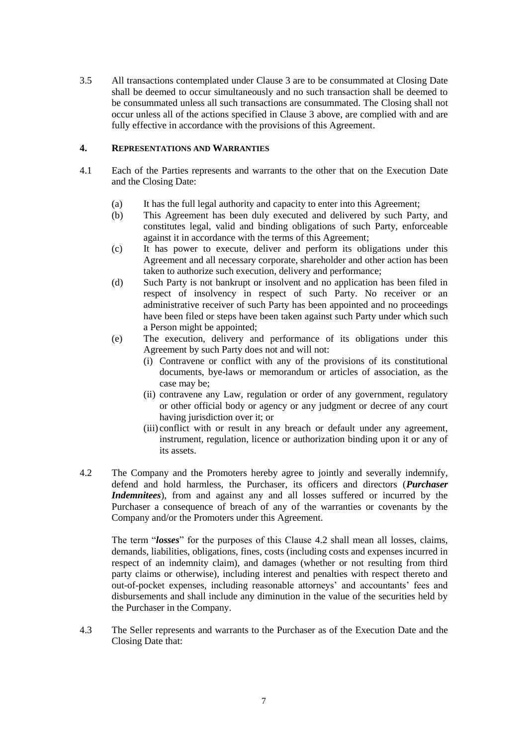3.5 All transactions contemplated under Clause 3 are to be consummated at Closing Date shall be deemed to occur simultaneously and no such transaction shall be deemed to be consummated unless all such transactions are consummated. The Closing shall not occur unless all of the actions specified in Clause 3 above, are complied with and are fully effective in accordance with the provisions of this Agreement.

## 4. REPRESENTATIONS AND WARRANTIES

4.1 Each of the Parties represents and warrants to the other that on the Execution Date and the Closing Date:

(a) It has the full legal authority and capacity to enter into this Agreement;

(b) This Agreement has been duly executed and delivered by such Party, and constitutes legal, valid and binding obligations of such Party, enforceable against it in accordance with the terms of this Agreement;

(c) It has power to execute, deliver and perform its obligations under this Agreement and all necessary corporate, shareholder and other action has been taken to authorize such execution, delivery and performance;

(d) Such Party is not bankrupt or insolvent and no application has been filed in respect of insolvency in respect of such Party. No receiver or an administrative receiver of such Party has been appointed and no proceedings have been filed or steps have been taken against such Party under which such a Person might be appointed;

(e) The execution, delivery and performance of its obligations under this Agreement by such Party does not and will not:

(i) Contravene or conflict with any of the provisions of its constitutional documents, bye-laws or memorandum or articles of association, as the case may be;

(ii) contravene any Law, regulation or order of any government, regulatory or other official body or agency or any judgment or decree of any court having jurisdiction over it; or

(iii) conflict with or result in any breach or default under any agreement, instrument, regulation, licence or authorization binding upon it or any of its assets.

4.2 The Company and the Promoters hereby agree to jointly and severally indemnify, defend and hold harmless, the Purchaser, its officers and directors (***Purchaser Indemnitees***), from and against any and all losses suffered or incurred by the Purchaser a consequence of breach of any of the warranties or covenants by the Company and/or the Promoters under this Agreement.

The term "***losses***" for the purposes of this Clause 4.2 shall mean all losses, claims, demands, liabilities, obligations, fines, costs (including costs and expenses incurred in respect of an indemnity claim), and damages (whether or not resulting from third party claims or otherwise), including interest and penalties with respect thereto and out-of-pocket expenses, including reasonable attorneys' and accountants' fees and disbursements and shall include any diminution in the value of the securities held by the Purchaser in the Company.

4.3 The Seller represents and warrants to the Purchaser as of the Execution Date and the Closing Date that: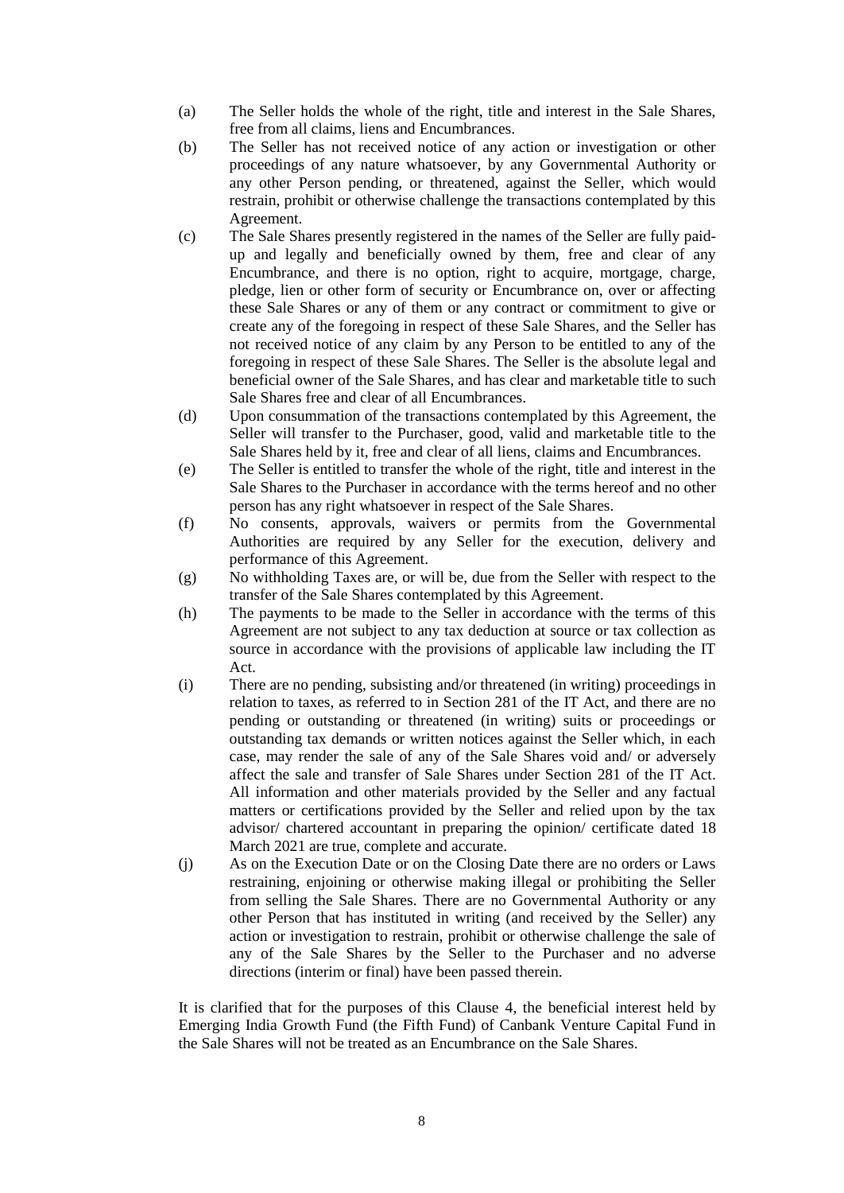(a) The Seller holds the whole of the right, title and interest in the Sale Shares, free from all claims, liens and Encumbrances.

(b) The Seller has not received notice of any action or investigation or other proceedings of any nature whatsoever, by any Governmental Authority or any other Person pending, or threatened, against the Seller, which would restrain, prohibit or otherwise challenge the transactions contemplated by this Agreement.

(c) The Sale Shares presently registered in the names of the Seller are fully paid-up and legally and beneficially owned by them, free and clear of any Encumbrance, and there is no option, right to acquire, mortgage, charge, pledge, lien or other form of security or Encumbrance on, over or affecting these Sale Shares or any of them or any contract or commitment to give or create any of the foregoing in respect of these Sale Shares, and the Seller has not received notice of any claim by any Person to be entitled to any of the foregoing in respect of these Sale Shares. The Seller is the absolute legal and beneficial owner of the Sale Shares, and has clear and marketable title to such Sale Shares free and clear of all Encumbrances.

(d) Upon consummation of the transactions contemplated by this Agreement, the Seller will transfer to the Purchaser, good, valid and marketable title to the Sale Shares held by it, free and clear of all liens, claims and Encumbrances.

(e) The Seller is entitled to transfer the whole of the right, title and interest in the Sale Shares to the Purchaser in accordance with the terms hereof and no other person has any right whatsoever in respect of the Sale Shares.

(f) No consents, approvals, waivers or permits from the Governmental Authorities are required by any Seller for the execution, delivery and performance of this Agreement.

(g) No withholding Taxes are, or will be, due from the Seller with respect to the transfer of the Sale Shares contemplated by this Agreement.

(h) The payments to be made to the Seller in accordance with the terms of this Agreement are not subject to any tax deduction at source or tax collection as source in accordance with the provisions of applicable law including the IT Act.

(i) There are no pending, subsisting and/or threatened (in writing) proceedings in relation to taxes, as referred to in Section 281 of the IT Act, and there are no pending or outstanding or threatened (in writing) suits or proceedings or outstanding tax demands or written notices against the Seller which, in each case, may render the sale of any of the Sale Shares void and/ or adversely affect the sale and transfer of Sale Shares under Section 281 of the IT Act. All information and other materials provided by the Seller and any factual matters or certifications provided by the Seller and relied upon by the tax advisor/ chartered accountant in preparing the opinion/ certificate dated 18 March 2021 are true, complete and accurate.

(j) As on the Execution Date or on the Closing Date there are no orders or Laws restraining, enjoining or otherwise making illegal or prohibiting the Seller from selling the Sale Shares. There are no Governmental Authority or any other Person that has instituted in writing (and received by the Seller) any action or investigation to restrain, prohibit or otherwise challenge the sale of any of the Sale Shares by the Seller to the Purchaser and no adverse directions (interim or final) have been passed therein.

It is clarified that for the purposes of this Clause 4, the beneficial interest held by Emerging India Growth Fund (the Fifth Fund) of Canbank Venture Capital Fund in the Sale Shares will not be treated as an Encumbrance on the Sale Shares.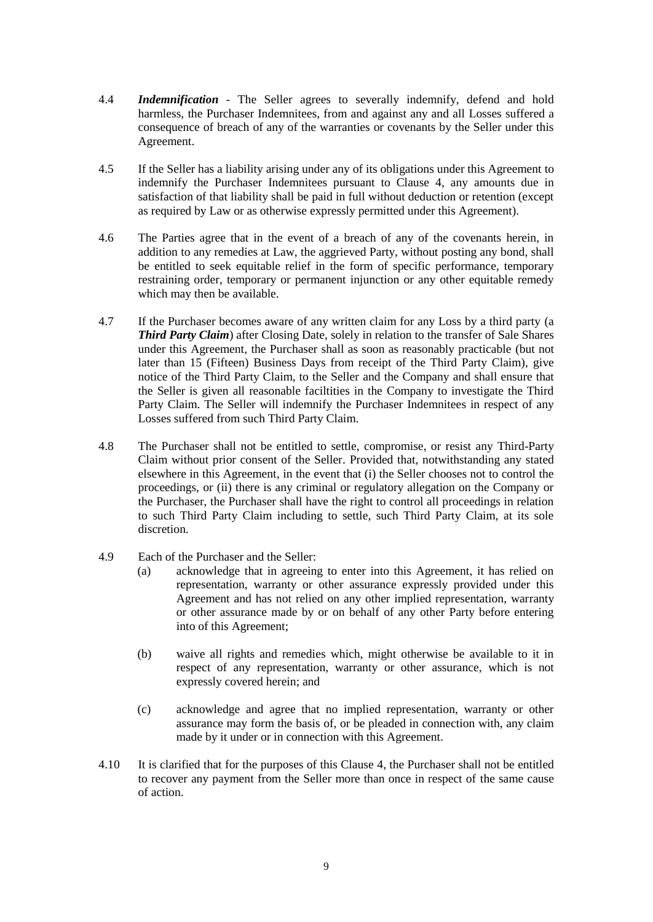4.4 ***Indemnification*** - The Seller agrees to severally indemnify, defend and hold harmless, the Purchaser Indemnitees, from and against any and all Losses suffered a consequence of breach of any of the warranties or covenants by the Seller under this Agreement.

4.5 If the Seller has a liability arising under any of its obligations under this Agreement to indemnify the Purchaser Indemnitees pursuant to Clause 4, any amounts due in satisfaction of that liability shall be paid in full without deduction or retention (except as required by Law or as otherwise expressly permitted under this Agreement).

4.6 The Parties agree that in the event of a breach of any of the covenants herein, in addition to any remedies at Law, the aggrieved Party, without posting any bond, shall be entitled to seek equitable relief in the form of specific performance, temporary restraining order, temporary or permanent injunction or any other equitable remedy which may then be available.

4.7 If the Purchaser becomes aware of any written claim for any Loss by a third party (a ***Third Party Claim***) after Closing Date, solely in relation to the transfer of Sale Shares under this Agreement, the Purchaser shall as soon as reasonably practicable (but not later than 15 (Fifteen) Business Days from receipt of the Third Party Claim), give notice of the Third Party Claim, to the Seller and the Company and shall ensure that the Seller is given all reasonable faciltities in the Company to investigate the Third Party Claim. The Seller will indemnify the Purchaser Indemnitees in respect of any Losses suffered from such Third Party Claim.

4.8 The Purchaser shall not be entitled to settle, compromise, or resist any Third-Party Claim without prior consent of the Seller. Provided that, notwithstanding any stated elsewhere in this Agreement, in the event that (i) the Seller chooses not to control the proceedings, or (ii) there is any criminal or regulatory allegation on the Company or the Purchaser, the Purchaser shall have the right to control all proceedings in relation to such Third Party Claim including to settle, such Third Party Claim, at its sole discretion.

4.9 Each of the Purchaser and the Seller:

(a) acknowledge that in agreeing to enter into this Agreement, it has relied on representation, warranty or other assurance expressly provided under this Agreement and has not relied on any other implied representation, warranty or other assurance made by or on behalf of any other Party before entering into of this Agreement;

(b) waive all rights and remedies which, might otherwise be available to it in respect of any representation, warranty or other assurance, which is not expressly covered herein; and

(c) acknowledge and agree that no implied representation, warranty or other assurance may form the basis of, or be pleaded in connection with, any claim made by it under or in connection with this Agreement.

4.10 It is clarified that for the purposes of this Clause 4, the Purchaser shall not be entitled to recover any payment from the Seller more than once in respect of the same cause of action.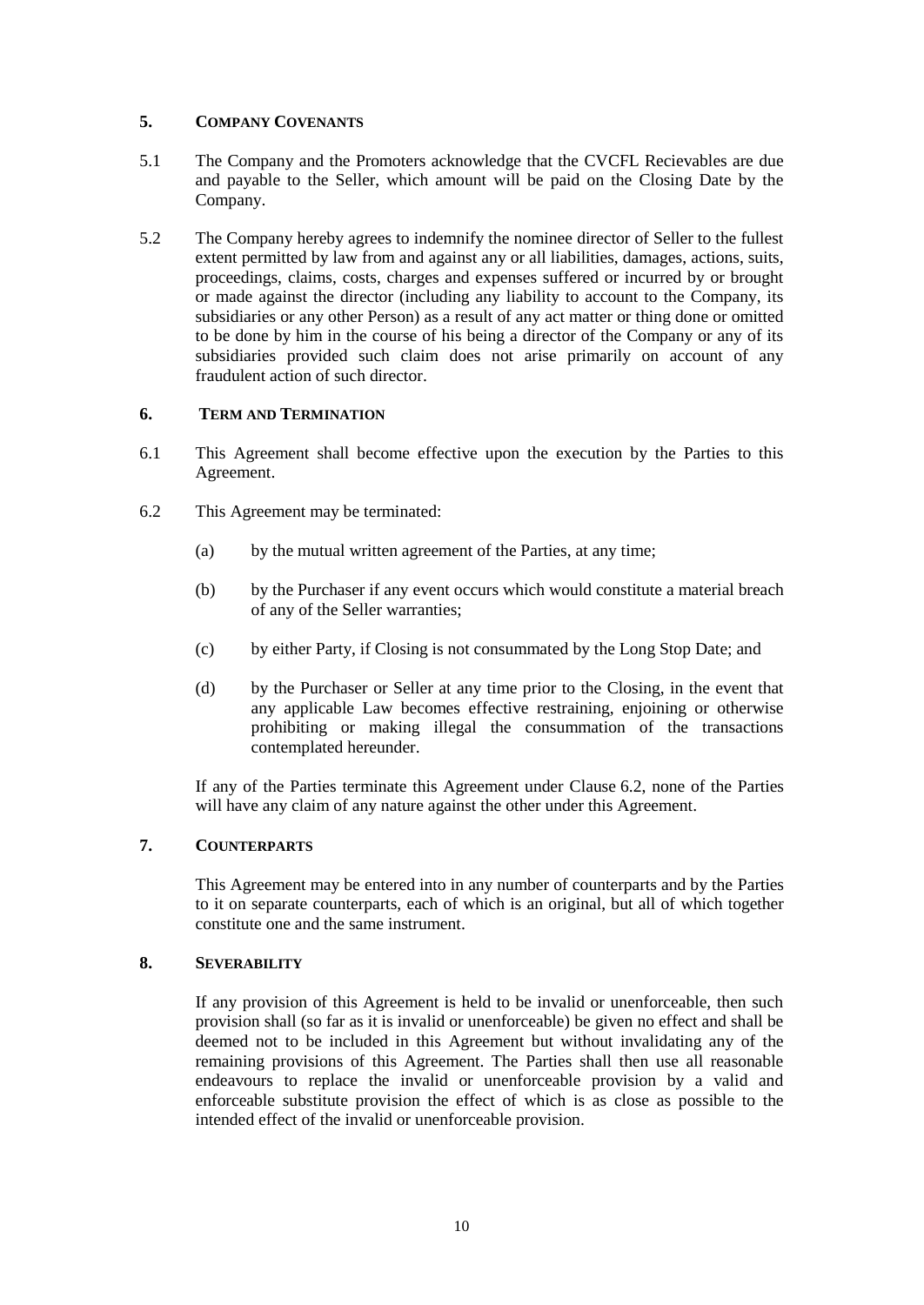## 5. COMPANY COVENANTS

5.1 The Company and the Promoters acknowledge that the CVCFL Recievables are due and payable to the Seller, which amount will be paid on the Closing Date by the Company.

5.2 The Company hereby agrees to indemnify the nominee director of Seller to the fullest extent permitted by law from and against any or all liabilities, damages, actions, suits, proceedings, claims, costs, charges and expenses suffered or incurred by or brought or made against the director (including any liability to account to the Company, its subsidiaries or any other Person) as a result of any act matter or thing done or omitted to be done by him in the course of his being a director of the Company or any of its subsidiaries provided such claim does not arise primarily on account of any fraudulent action of such director.

## 6. TERM AND TERMINATION

6.1 This Agreement shall become effective upon the execution by the Parties to this Agreement.

6.2 This Agreement may be terminated:

(a) by the mutual written agreement of the Parties, at any time;

(b) by the Purchaser if any event occurs which would constitute a material breach of any of the Seller warranties;

(c) by either Party, if Closing is not consummated by the Long Stop Date; and

(d) by the Purchaser or Seller at any time prior to the Closing, in the event that any applicable Law becomes effective restraining, enjoining or otherwise prohibiting or making illegal the consummation of the transactions contemplated hereunder.

If any of the Parties terminate this Agreement under Clause 6.2, none of the Parties will have any claim of any nature against the other under this Agreement.

## 7. COUNTERPARTS

This Agreement may be entered into in any number of counterparts and by the Parties to it on separate counterparts, each of which is an original, but all of which together constitute one and the same instrument.

## 8. SEVERABILITY

If any provision of this Agreement is held to be invalid or unenforceable, then such provision shall (so far as it is invalid or unenforceable) be given no effect and shall be deemed not to be included in this Agreement but without invalidating any of the remaining provisions of this Agreement. The Parties shall then use all reasonable endeavours to replace the invalid or unenforceable provision by a valid and enforceable substitute provision the effect of which is as close as possible to the intended effect of the invalid or unenforceable provision.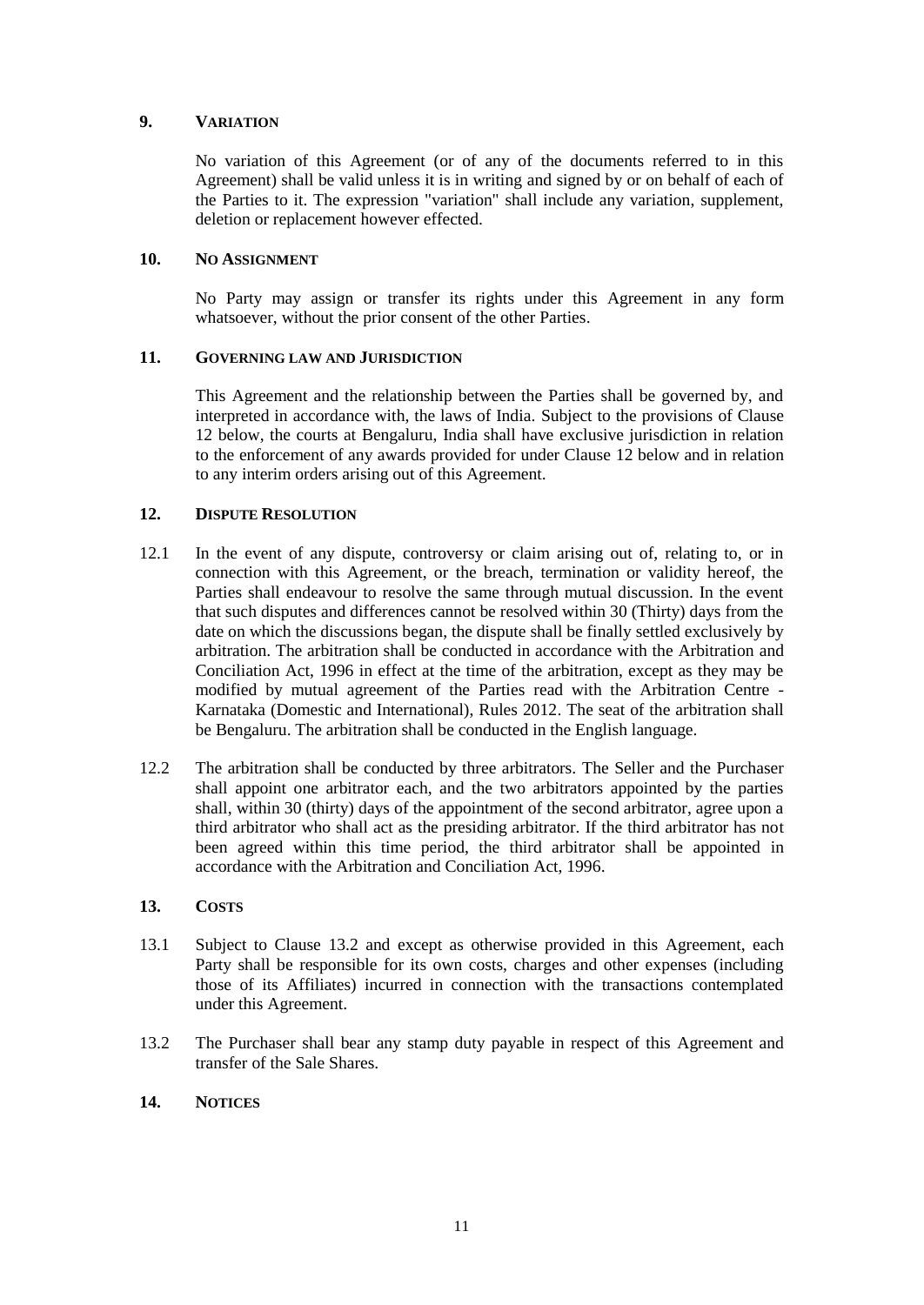## 9. VARIATION

No variation of this Agreement (or of any of the documents referred to in this Agreement) shall be valid unless it is in writing and signed by or on behalf of each of the Parties to it. The expression "variation" shall include any variation, supplement, deletion or replacement however effected.

## 10. NO ASSIGNMENT

No Party may assign or transfer its rights under this Agreement in any form whatsoever, without the prior consent of the other Parties.

## 11. GOVERNING LAW AND JURISDICTION

This Agreement and the relationship between the Parties shall be governed by, and interpreted in accordance with, the laws of India. Subject to the provisions of Clause 12 below, the courts at Bengaluru, India shall have exclusive jurisdiction in relation to the enforcement of any awards provided for under Clause 12 below and in relation to any interim orders arising out of this Agreement.

## 12. DISPUTE RESOLUTION

12.1 In the event of any dispute, controversy or claim arising out of, relating to, or in connection with this Agreement, or the breach, termination or validity hereof, the Parties shall endeavour to resolve the same through mutual discussion. In the event that such disputes and differences cannot be resolved within 30 (Thirty) days from the date on which the discussions began, the dispute shall be finally settled exclusively by arbitration. The arbitration shall be conducted in accordance with the Arbitration and Conciliation Act, 1996 in effect at the time of the arbitration, except as they may be modified by mutual agreement of the Parties read with the Arbitration Centre - Karnataka (Domestic and International), Rules 2012. The seat of the arbitration shall be Bengaluru. The arbitration shall be conducted in the English language.

12.2 The arbitration shall be conducted by three arbitrators. The Seller and the Purchaser shall appoint one arbitrator each, and the two arbitrators appointed by the parties shall, within 30 (thirty) days of the appointment of the second arbitrator, agree upon a third arbitrator who shall act as the presiding arbitrator. If the third arbitrator has not been agreed within this time period, the third arbitrator shall be appointed in accordance with the Arbitration and Conciliation Act, 1996.

## 13. COSTS

13.1 Subject to Clause 13.2 and except as otherwise provided in this Agreement, each Party shall be responsible for its own costs, charges and other expenses (including those of its Affiliates) incurred in connection with the transactions contemplated under this Agreement.

13.2 The Purchaser shall bear any stamp duty payable in respect of this Agreement and transfer of the Sale Shares.

## 14. NOTICES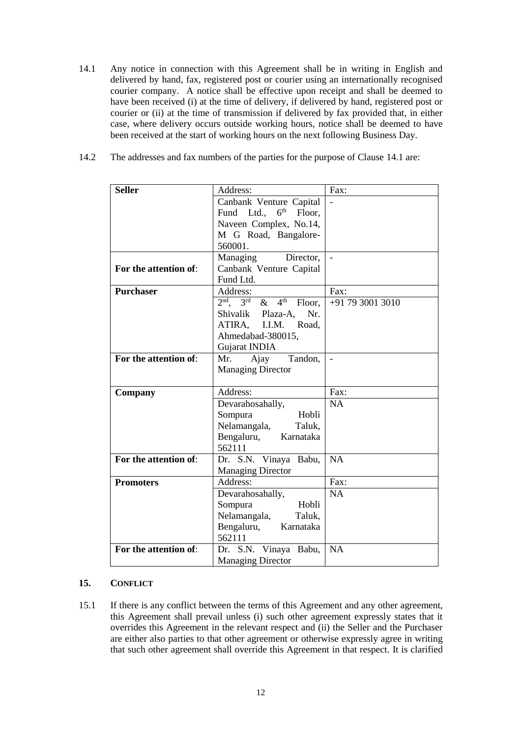14.1 Any notice in connection with this Agreement shall be in writing in English and delivered by hand, fax, registered post or courier using an internationally recognised courier company. A notice shall be effective upon receipt and shall be deemed to have been received (i) at the time of delivery, if delivered by hand, registered post or courier or (ii) at the time of transmission if delivered by fax provided that, in either case, where delivery occurs outside working hours, notice shall be deemed to have been received at the start of working hours on the next following Business Day.

14.2 The addresses and fax numbers of the parties for the purpose of Clause 14.1 are:

| **Seller** | Address: | Fax: |
|---|---|---|
| | Canbank Venture Capital Fund Ltd., 6th Floor, Naveen Complex, No.14, M G Road, Bangalore-560001. | - |
| **For the attention of**: | Managing Director, Canbank Venture Capital Fund Ltd. | - |
| **Purchaser** | Address: | Fax: |
| | 2nd, 3rd & 4th Floor, Shivalik Plaza-A, Nr. ATIRA, I.I.M. Road, Ahmedabad-380015, Gujarat INDIA | +91 79 3001 3010 |
| **For the attention of**: | Mr. Ajay Tandon, Managing Director | - |
| **Company** | Address: | Fax: |
| | Devarahosahally, Sompura Hobli Nelamangala, Taluk, Bengaluru, Karnataka 562111 | NA |
| **For the attention of**: | Dr. S.N. Vinaya Babu, Managing Director | NA |
| **Promoters** | Address: | Fax: |
| | Devarahosahally, Sompura Hobli Nelamangala, Taluk, Bengaluru, Karnataka 562111 | NA |
| **For the attention of**: | Dr. S.N. Vinaya Babu, Managing Director | NA |

## 15. CONFLICT

15.1 If there is any conflict between the terms of this Agreement and any other agreement, this Agreement shall prevail unless (i) such other agreement expressly states that it overrides this Agreement in the relevant respect and (ii) the Seller and the Purchaser are either also parties to that other agreement or otherwise expressly agree in writing that such other agreement shall override this Agreement in that respect. It is clarified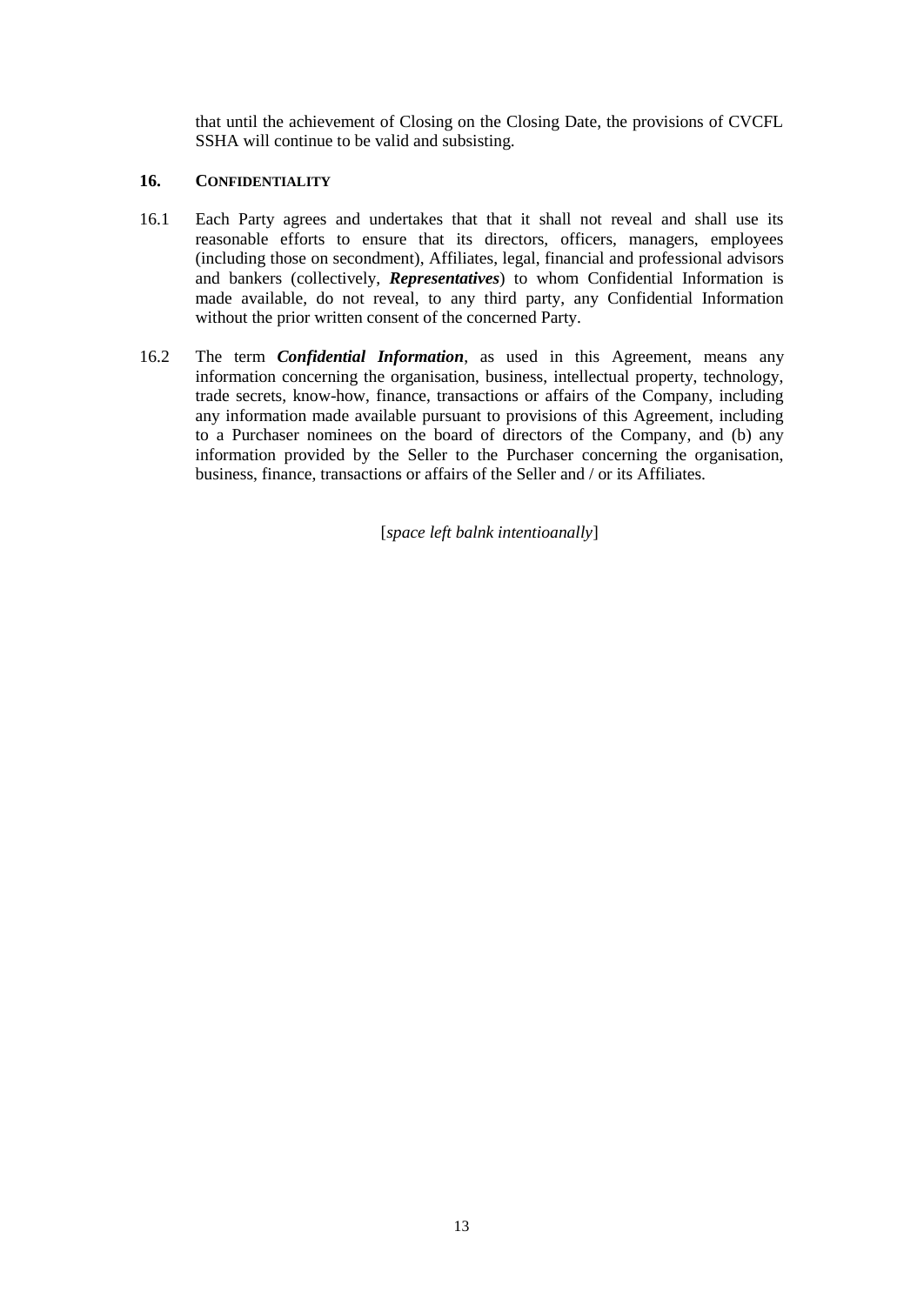that until the achievement of Closing on the Closing Date, the provisions of CVCFL SSHA will continue to be valid and subsisting.

## 16. CONFIDENTIALITY

16.1 Each Party agrees and undertakes that that it shall not reveal and shall use its reasonable efforts to ensure that its directors, officers, managers, employees (including those on secondment), Affiliates, legal, financial and professional advisors and bankers (collectively, ***Representatives***) to whom Confidential Information is made available, do not reveal, to any third party, any Confidential Information without the prior written consent of the concerned Party.

16.2 The term ***Confidential Information***, as used in this Agreement, means any information concerning the organisation, business, intellectual property, technology, trade secrets, know-how, finance, transactions or affairs of the Company, including any information made available pursuant to provisions of this Agreement, including to a Purchaser nominees on the board of directors of the Company, and (b) any information provided by the Seller to the Purchaser concerning the organisation, business, finance, transactions or affairs of the Seller and / or its Affiliates.

[*space left balnk intentioanally*]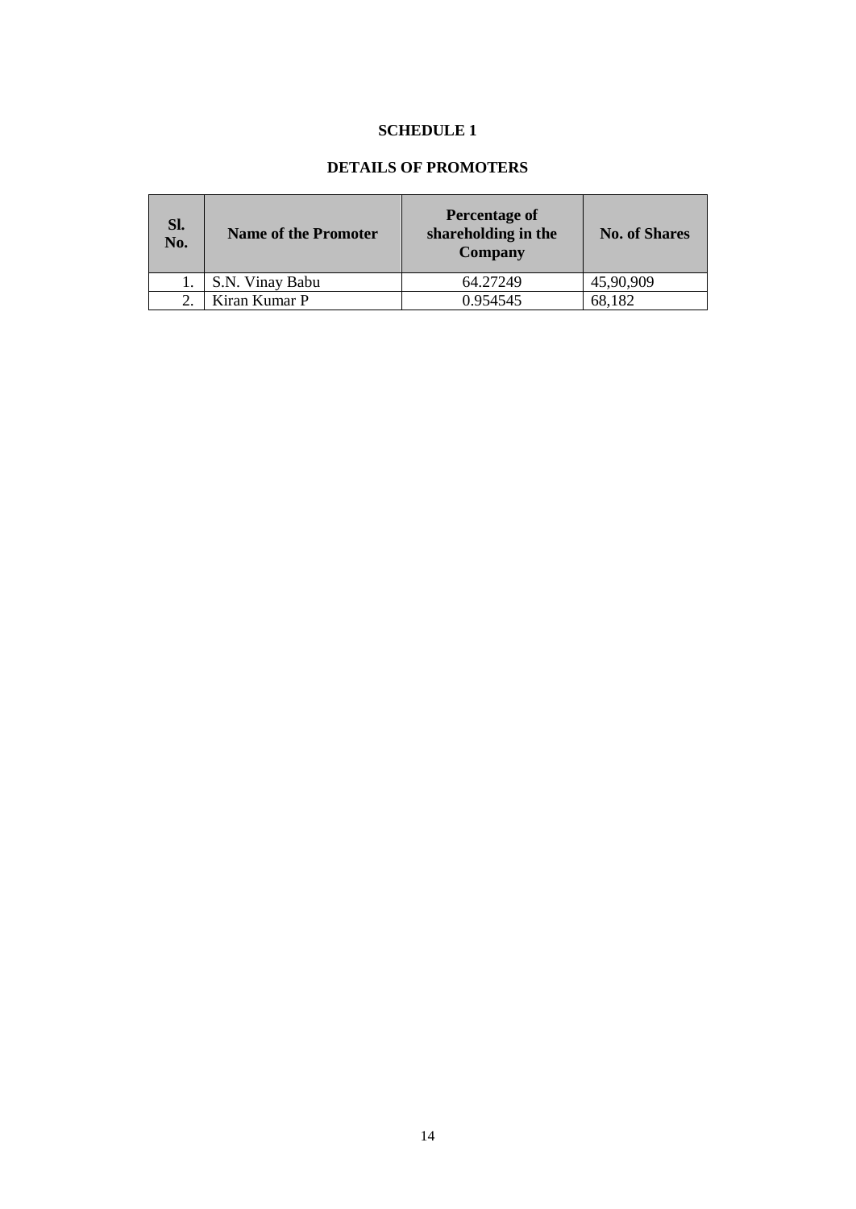# SCHEDULE 1

## DETAILS OF PROMOTERS

| Sl. No. | Name of the Promoter | Percentage of shareholding in the Company | No. of Shares |
|---|---|---|---|
| 1. | S.N. Vinay Babu | 64.27249 | 45,90,909 |
| 2. | Kiran Kumar P | 0.954545 | 68,182 |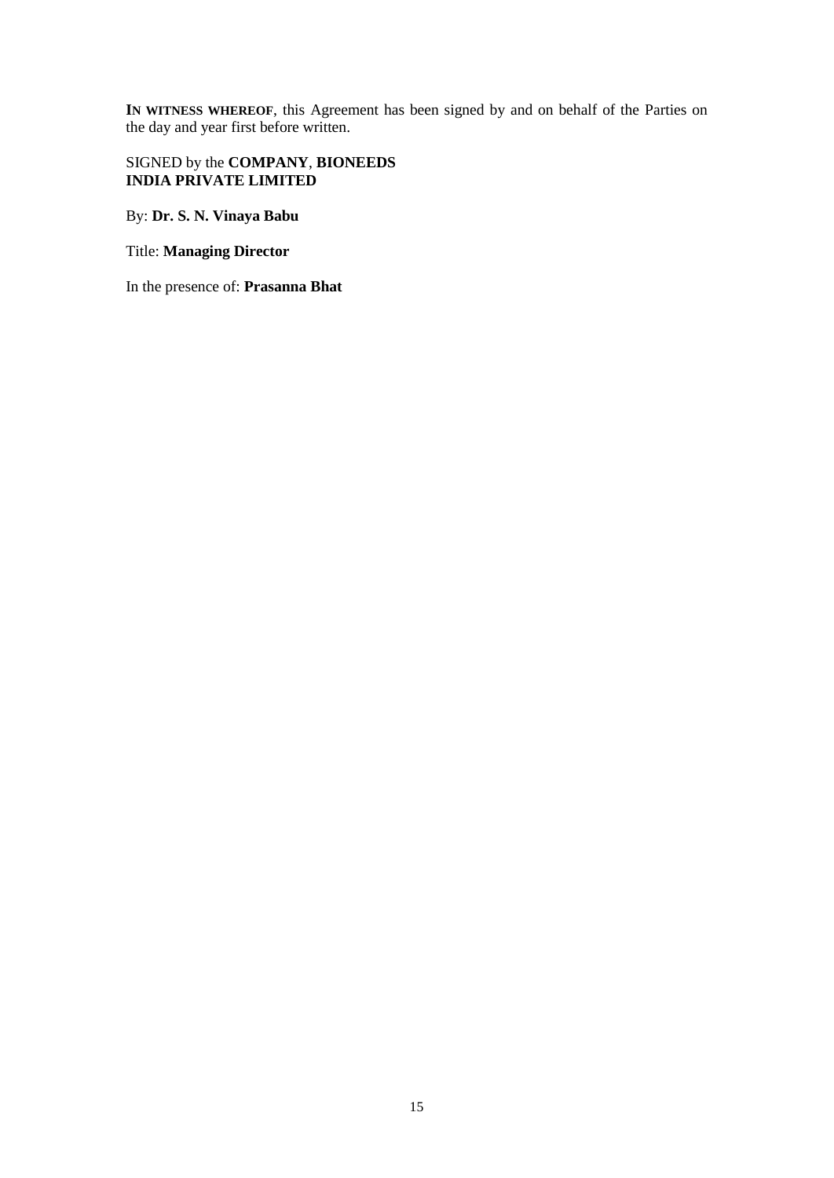**IN WITNESS WHEREOF**, this Agreement has been signed by and on behalf of the Parties on the day and year first before written.

SIGNED by the **COMPANY**, **BIONEEDS INDIA PRIVATE LIMITED**

By: **Dr. S. N. Vinaya Babu**

Title: **Managing Director**

In the presence of: **Prasanna Bhat**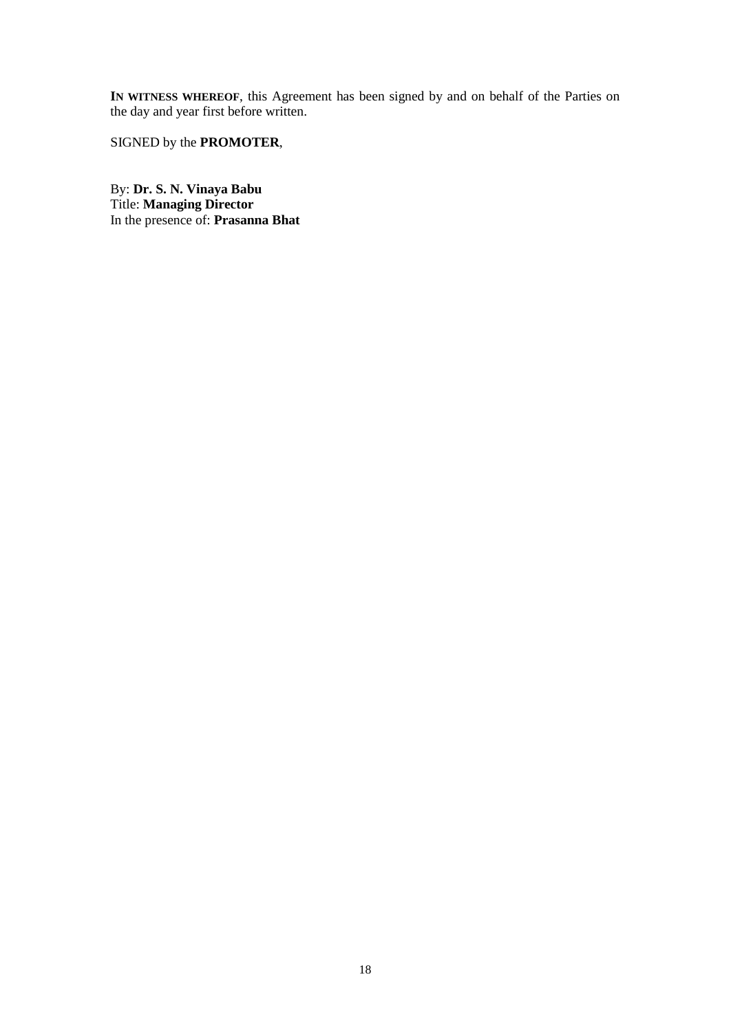**IN WITNESS WHEREOF**, this Agreement has been signed by and on behalf of the Parties on the day and year first before written.

SIGNED by the **PROMOTER**,

By: **Dr. S. N. Vinaya Babu**  
Title: **Managing Director**  
In the presence of: **Prasanna Bhat**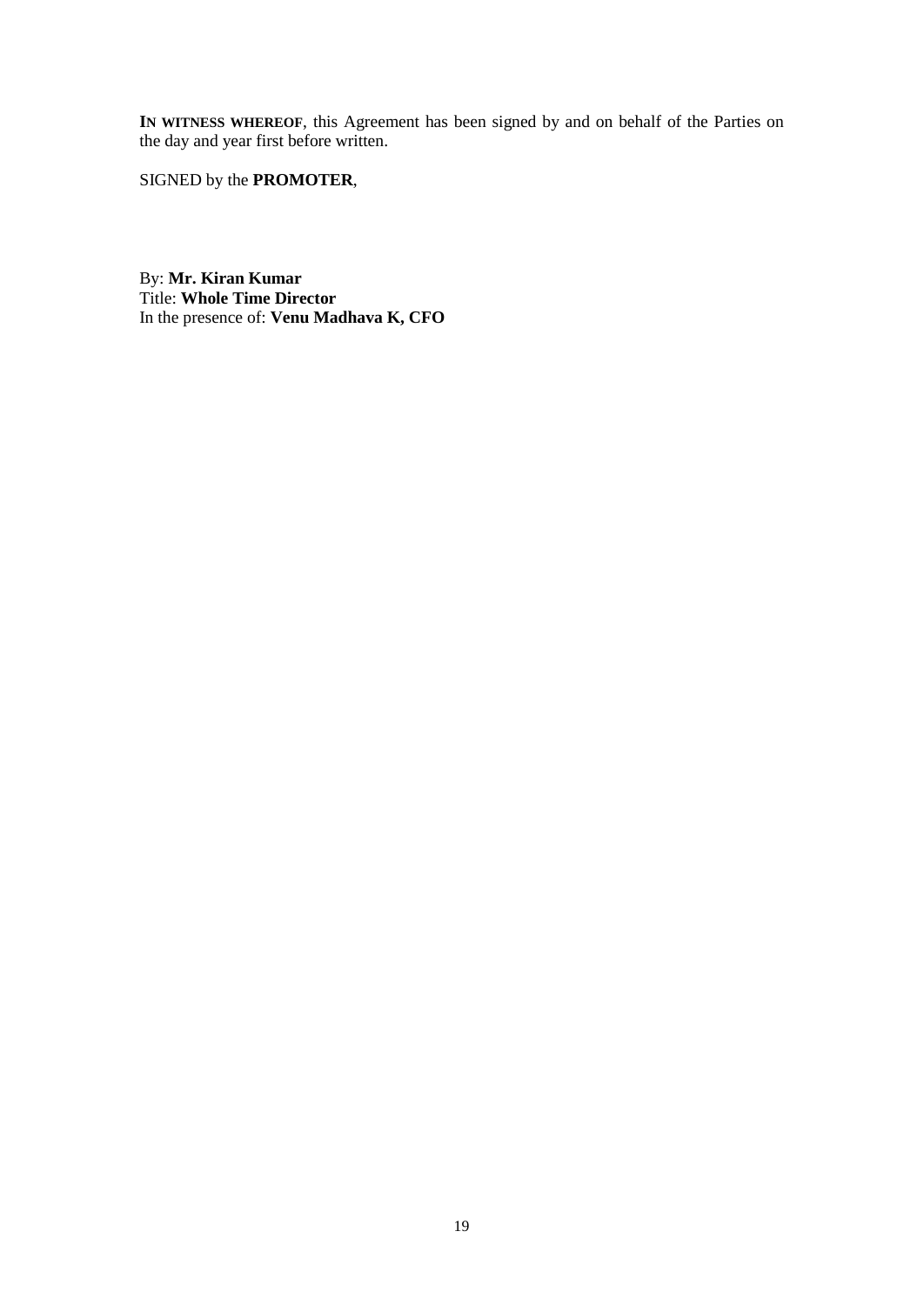**IN WITNESS WHEREOF**, this Agreement has been signed by and on behalf of the Parties on the day and year first before written.

SIGNED by the **PROMOTER**,

By: **Mr. Kiran Kumar**
Title: **Whole Time Director**
In the presence of: **Venu Madhava K, CFO**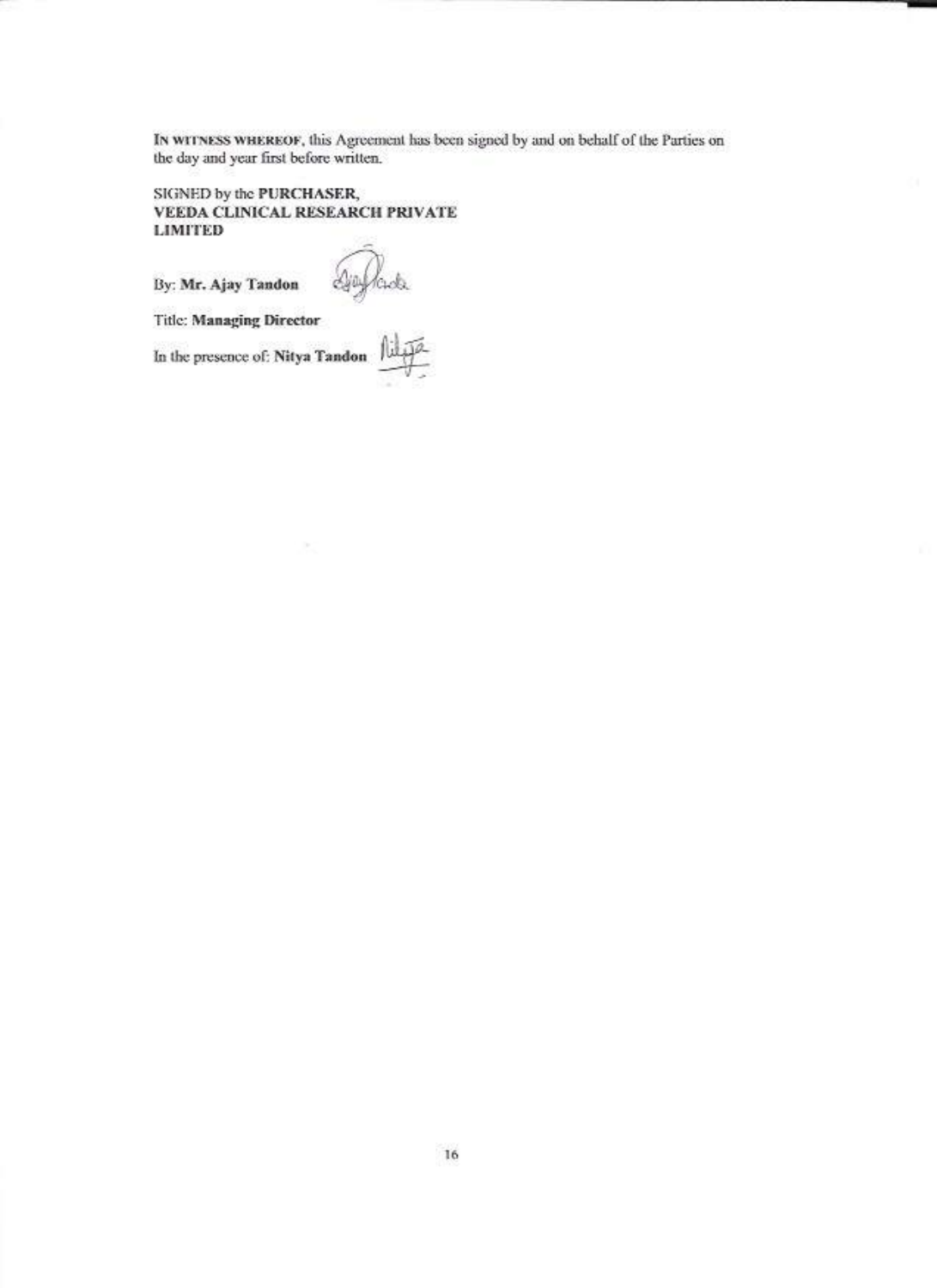IN WITNESS WHEREOF, this Agreement has been signed by and on behalf of the Parties on the day and year first before written.

SIGNED by the **PURCHASER,**
**VEEDA CLINICAL RESEARCH PRIVATE LIMITED**

By: **Mr. Ajay Tandon**

Title: **Managing Director**

In the presence of: **Nitya Tandon**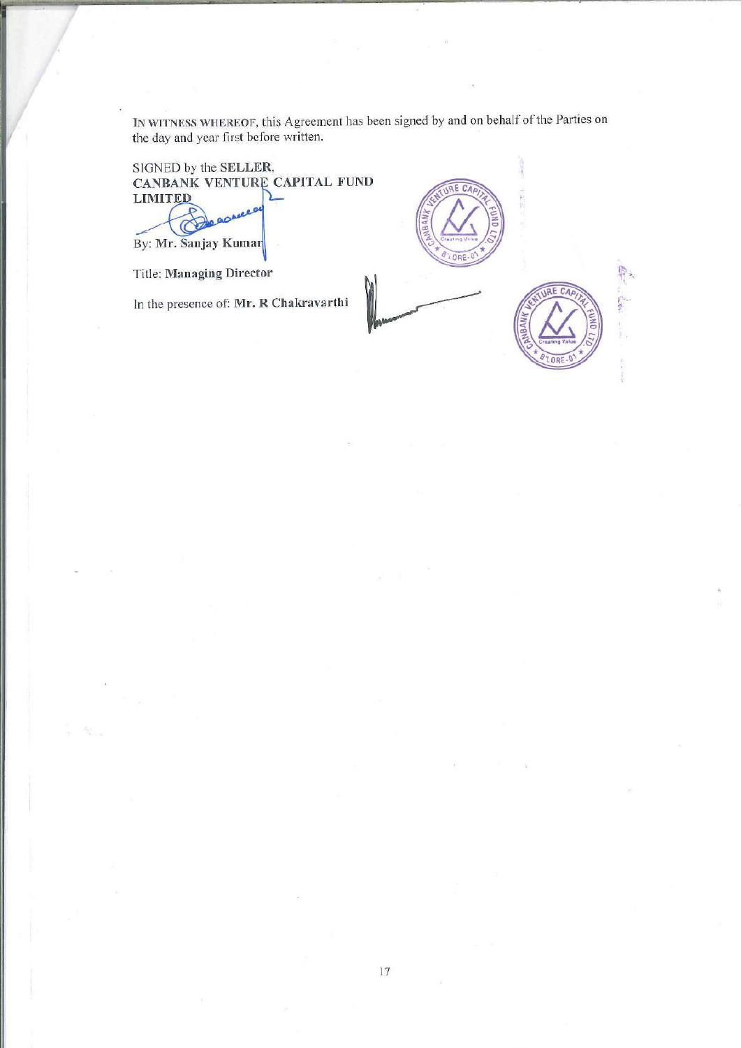IN WITNESS WHEREOF, this Agreement has been signed by and on behalf of the Parties on the day and year first before written.

SIGNED by the **SELLER**,
**CANBANK VENTURE CAPITAL FUND LIMITED**

By: **Mr. Sanjay Kumar**

Title: **Managing Director**

In the presence of: **Mr. R Chakravarthi**